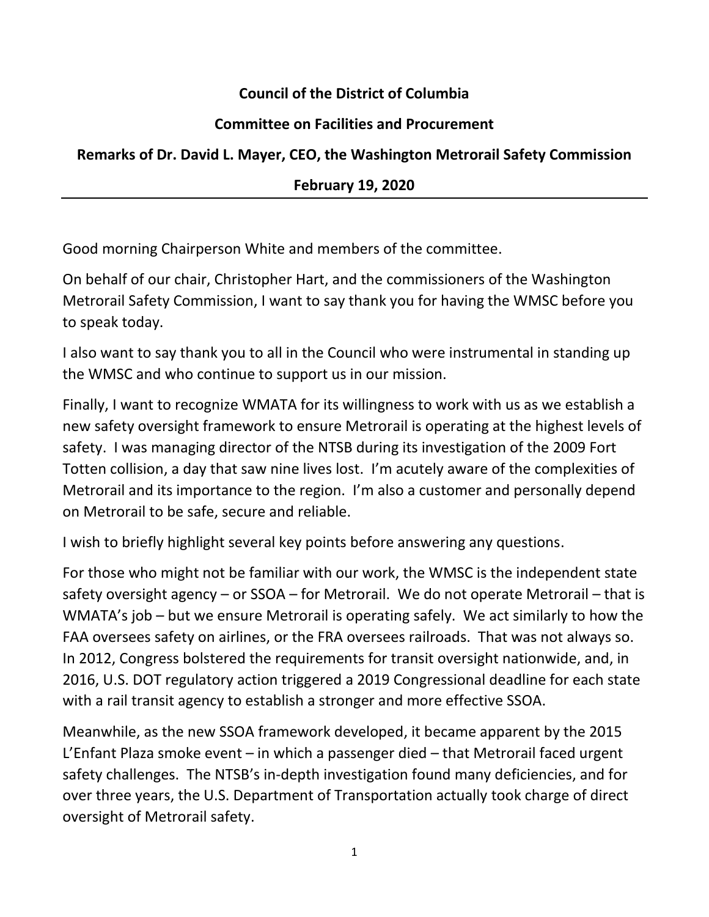**Council of the District of Columbia**

**Committee on Facilities and Procurement**

**Remarks of Dr. David L. Mayer, CEO, the Washington Metrorail Safety Commission**

**February 19, 2020**

---

Good morning Chairperson White and members of the committee.

On behalf of our chair, Christopher Hart, and the commissioners of the Washington Metrorail Safety Commission, I want to say thank you for having the WMSC before you to speak today.

I also want to say thank you to all in the Council who were instrumental in standing up the WMSC and who continue to support us in our mission.

Finally, I want to recognize WMATA for its willingness to work with us as we establish a new safety oversight framework to ensure Metrorail is operating at the highest levels of safety. I was managing director of the NTSB during its investigation of the 2009 Fort Totten collision, a day that saw nine lives lost. I'm acutely aware of the complexities of Metrorail and its importance to the region. I'm also a customer and personally depend on Metrorail to be safe, secure and reliable.

I wish to briefly highlight several key points before answering any questions.

For those who might not be familiar with our work, the WMSC is the independent state safety oversight agency – or SSOA – for Metrorail. We do not operate Metrorail – that is WMATA's job – but we ensure Metrorail is operating safely. We act similarly to how the FAA oversees safety on airlines, or the FRA oversees railroads. That was not always so. In 2012, Congress bolstered the requirements for transit oversight nationwide, and, in 2016, U.S. DOT regulatory action triggered a 2019 Congressional deadline for each state with a rail transit agency to establish a stronger and more effective SSOA.

Meanwhile, as the new SSOA framework developed, it became apparent by the 2015 L'Enfant Plaza smoke event – in which a passenger died – that Metrorail faced urgent safety challenges. The NTSB's in-depth investigation found many deficiencies, and for over three years, the U.S. Department of Transportation actually took charge of direct oversight of Metrorail safety.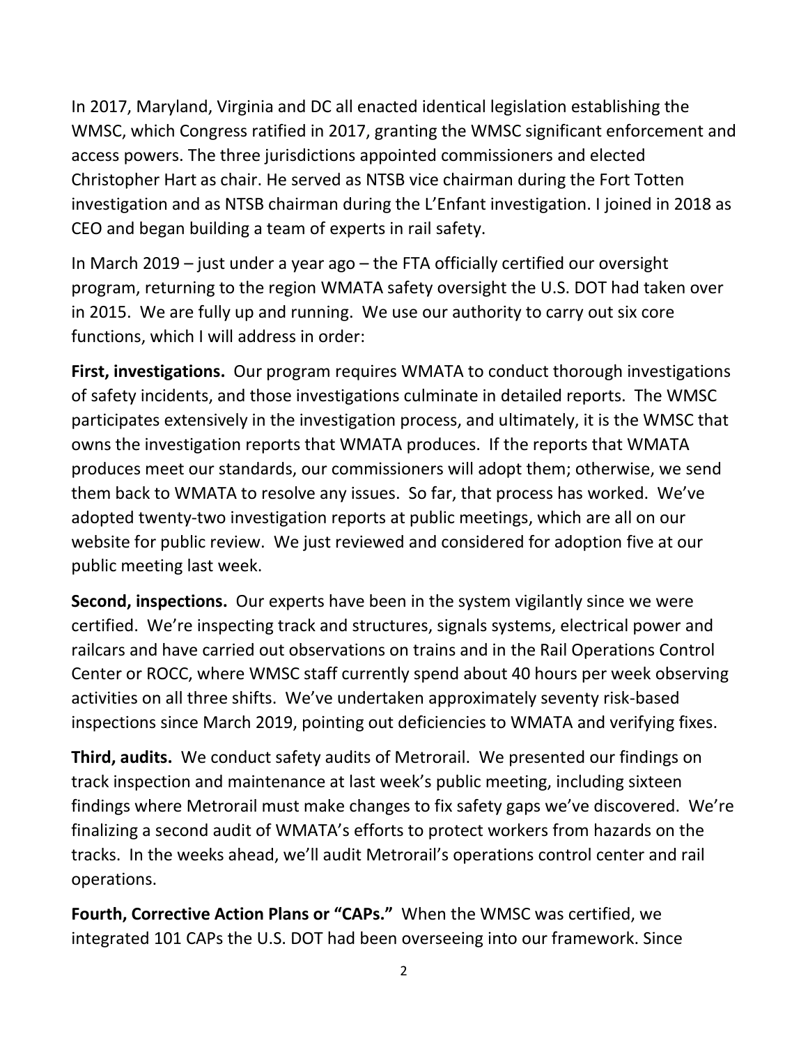In 2017, Maryland, Virginia and DC all enacted identical legislation establishing the WMSC, which Congress ratified in 2017, granting the WMSC significant enforcement and access powers. The three jurisdictions appointed commissioners and elected Christopher Hart as chair. He served as NTSB vice chairman during the Fort Totten investigation and as NTSB chairman during the L'Enfant investigation. I joined in 2018 as CEO and began building a team of experts in rail safety.

In March 2019 – just under a year ago – the FTA officially certified our oversight program, returning to the region WMATA safety oversight the U.S. DOT had taken over in 2015. We are fully up and running. We use our authority to carry out six core functions, which I will address in order:

**First, investigations.** Our program requires WMATA to conduct thorough investigations of safety incidents, and those investigations culminate in detailed reports. The WMSC participates extensively in the investigation process, and ultimately, it is the WMSC that owns the investigation reports that WMATA produces. If the reports that WMATA produces meet our standards, our commissioners will adopt them; otherwise, we send them back to WMATA to resolve any issues. So far, that process has worked. We've adopted twenty-two investigation reports at public meetings, which are all on our website for public review. We just reviewed and considered for adoption five at our public meeting last week.

**Second, inspections.** Our experts have been in the system vigilantly since we were certified. We're inspecting track and structures, signals systems, electrical power and railcars and have carried out observations on trains and in the Rail Operations Control Center or ROCC, where WMSC staff currently spend about 40 hours per week observing activities on all three shifts. We've undertaken approximately seventy risk-based inspections since March 2019, pointing out deficiencies to WMATA and verifying fixes.

**Third, audits.** We conduct safety audits of Metrorail. We presented our findings on track inspection and maintenance at last week's public meeting, including sixteen findings where Metrorail must make changes to fix safety gaps we've discovered. We're finalizing a second audit of WMATA's efforts to protect workers from hazards on the tracks. In the weeks ahead, we'll audit Metrorail's operations control center and rail operations.

**Fourth, Corrective Action Plans or "CAPs."** When the WMSC was certified, we integrated 101 CAPs the U.S. DOT had been overseeing into our framework. Since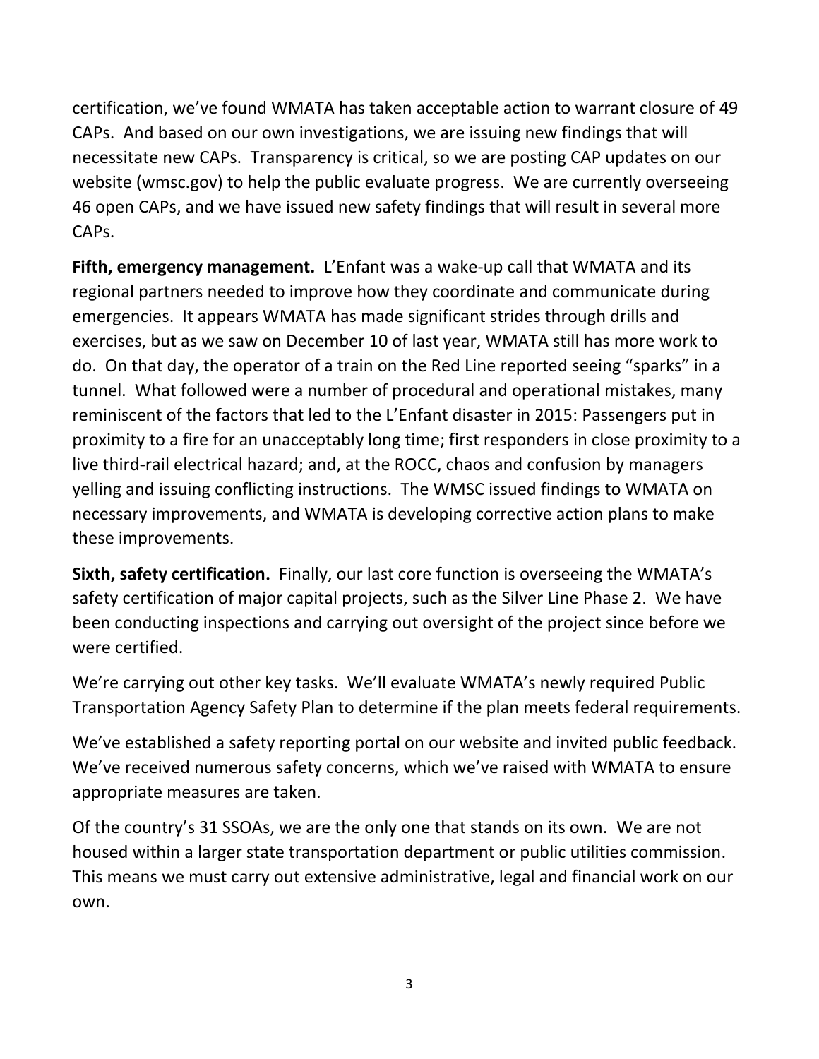certification, we've found WMATA has taken acceptable action to warrant closure of 49 CAPs. And based on our own investigations, we are issuing new findings that will necessitate new CAPs. Transparency is critical, so we are posting CAP updates on our website (wmsc.gov) to help the public evaluate progress. We are currently overseeing 46 open CAPs, and we have issued new safety findings that will result in several more CAPs.

**Fifth, emergency management.** L'Enfant was a wake-up call that WMATA and its regional partners needed to improve how they coordinate and communicate during emergencies. It appears WMATA has made significant strides through drills and exercises, but as we saw on December 10 of last year, WMATA still has more work to do. On that day, the operator of a train on the Red Line reported seeing "sparks" in a tunnel. What followed were a number of procedural and operational mistakes, many reminiscent of the factors that led to the L'Enfant disaster in 2015: Passengers put in proximity to a fire for an unacceptably long time; first responders in close proximity to a live third-rail electrical hazard; and, at the ROCC, chaos and confusion by managers yelling and issuing conflicting instructions. The WMSC issued findings to WMATA on necessary improvements, and WMATA is developing corrective action plans to make these improvements.

**Sixth, safety certification.** Finally, our last core function is overseeing the WMATA's safety certification of major capital projects, such as the Silver Line Phase 2. We have been conducting inspections and carrying out oversight of the project since before we were certified.

We're carrying out other key tasks. We'll evaluate WMATA's newly required Public Transportation Agency Safety Plan to determine if the plan meets federal requirements.

We've established a safety reporting portal on our website and invited public feedback. We've received numerous safety concerns, which we've raised with WMATA to ensure appropriate measures are taken.

Of the country's 31 SSOAs, we are the only one that stands on its own. We are not housed within a larger state transportation department or public utilities commission. This means we must carry out extensive administrative, legal and financial work on our own.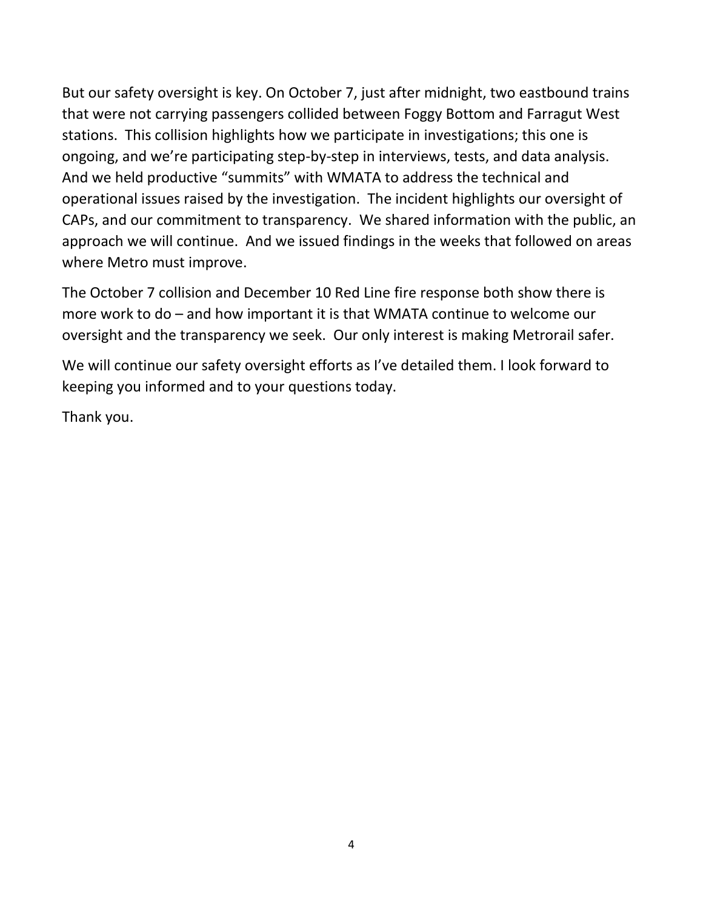But our safety oversight is key. On October 7, just after midnight, two eastbound trains that were not carrying passengers collided between Foggy Bottom and Farragut West stations. This collision highlights how we participate in investigations; this one is ongoing, and we're participating step-by-step in interviews, tests, and data analysis. And we held productive "summits" with WMATA to address the technical and operational issues raised by the investigation. The incident highlights our oversight of CAPs, and our commitment to transparency. We shared information with the public, an approach we will continue. And we issued findings in the weeks that followed on areas where Metro must improve.

The October 7 collision and December 10 Red Line fire response both show there is more work to do – and how important it is that WMATA continue to welcome our oversight and the transparency we seek. Our only interest is making Metrorail safer.

We will continue our safety oversight efforts as I've detailed them. I look forward to keeping you informed and to your questions today.

Thank you.